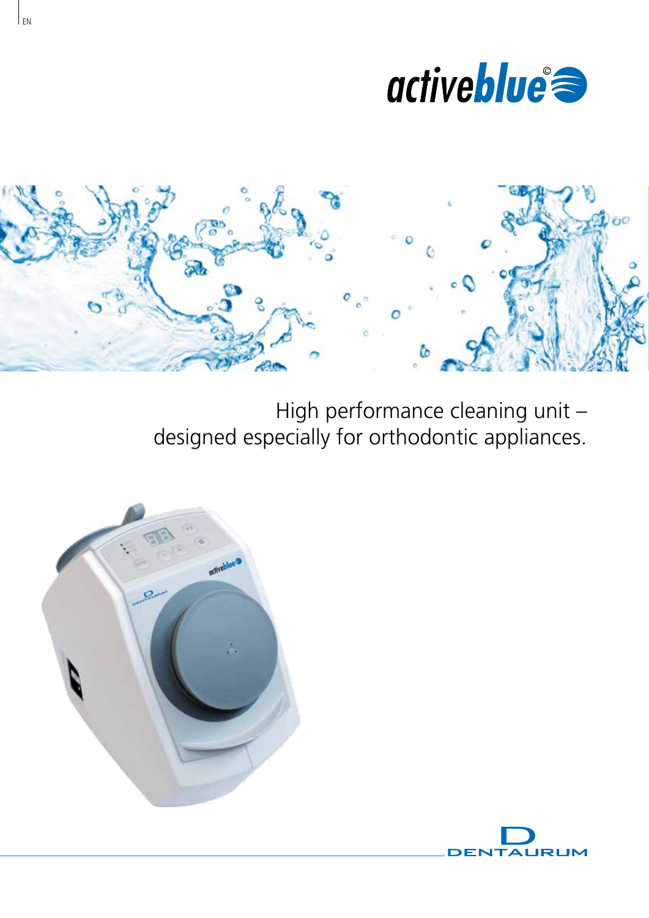# activeblue©

High performance cleaning unit –
designed especially for orthodontic appliances.

DENTAURUM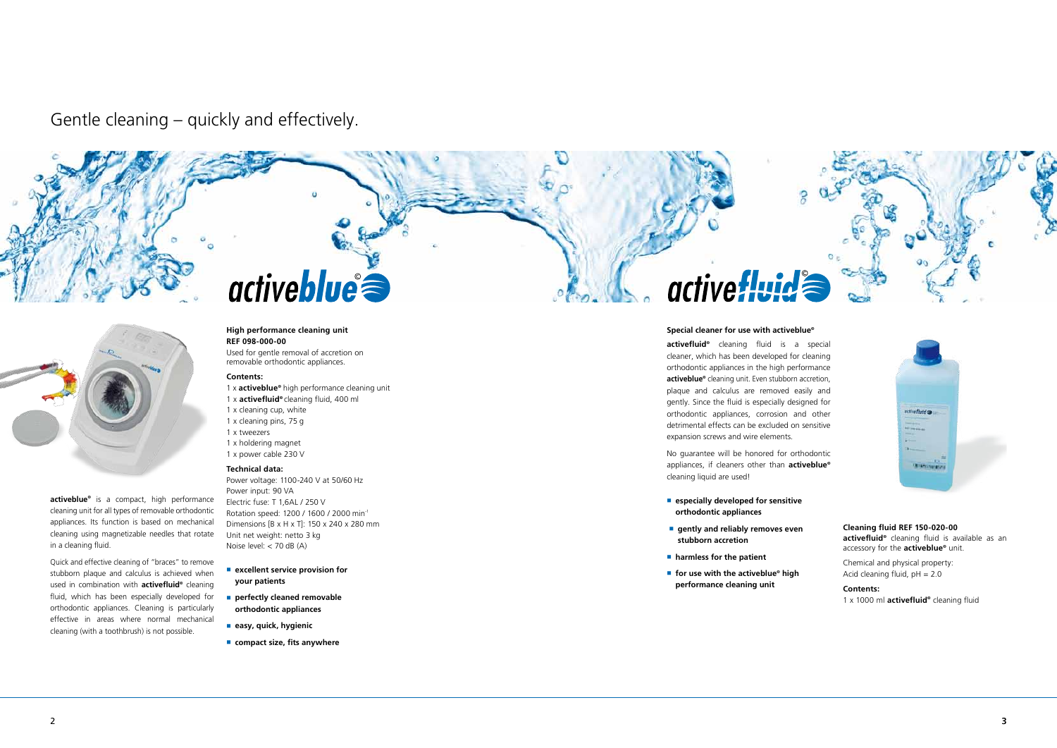# Gentle cleaning – quickly and effectively.

## activeblue©

**activeblue®** is a compact, high performance cleaning unit for all types of removable orthodontic appliances. Its function is based on mechanical cleaning using magnetizable needles that rotate in a cleaning fluid.

Quick and effective cleaning of "braces" to remove stubborn plaque and calculus is achieved when used in combination with **activefluid®** cleaning fluid, which has been especially developed for orthodontic appliances. Cleaning is particularly effective in areas where normal mechanical cleaning (with a toothbrush) is not possible.

**High performance cleaning unit**
**REF 098-000-00**
Used for gentle removal of accretion on removable orthodontic appliances.

**Contents:**

1 x **activeblue®** high performance cleaning unit
1 x **activefluid®** cleaning fluid, 400 ml
1 x cleaning cup, white
1 x cleaning pins, 75 g
1 x tweezers
1 x holdering magnet
1 x power cable 230 V

**Technical data:**

Power voltage: 1100-240 V at 50/60 Hz
Power input: 90 VA
Electric fuse: T 1,6AL / 250 V
Rotation speed: 1200 / 1600 / 2000 min$^{-1}$
Dimensions [B x H x T]: 150 x 240 x 280 mm
Unit net weight: netto 3 kg
Noise level: < 70 dB (A)

- **excellent service provision for your patients**
- **perfectly cleaned removable orthodontic appliances**
- **easy, quick, hygienic**
- **compact size, fits anywhere**

## activefluid©

**Special cleaner for use with activeblue®**

**activefluid®** cleaning fluid is a special cleaner, which has been developed for cleaning orthodontic appliances in the high performance **activeblue®** cleaning unit. Even stubborn accretion, plaque and calculus are removed easily and gently. Since the fluid is especially designed for orthodontic appliances, corrosion and other detrimental effects can be excluded on sensitive expansion screws and wire elements.

No guarantee will be honored for orthodontic appliances, if cleaners other than **activeblue®** cleaning liquid are used!

- **especially developed for sensitive orthodontic appliances**
- **gently and reliably removes even stubborn accretion**
- **harmless for the patient**
- **for use with the activeblue® high performance cleaning unit**

**Cleaning fluid REF 150-020-00**
**activefluid®** cleaning fluid is available as an accessory for the **activeblue®** unit.

Chemical and physical property:
Acid cleaning fluid, pH = 2.0

**Contents:**

1 x 1000 ml **activefluid®** cleaning fluid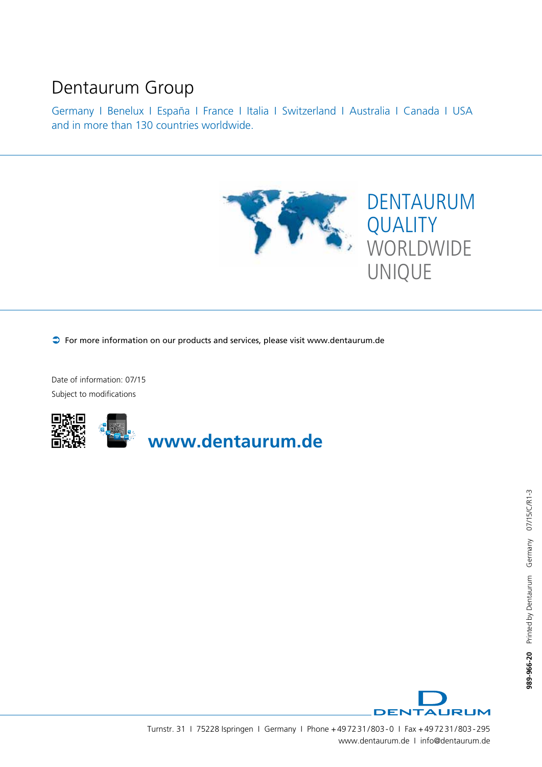# Dentaurum Group

Germany I Benelux I España I France I Italia I Switzerland I Australia I Canada I USA
and in more than 130 countries worldwide.

DENTAURUM
QUALITY
WORLDWIDE
UNIQUE

➲ For more information on our products and services, please visit www.dentaurum.de

Date of information: 07/15
Subject to modifications

**www.dentaurum.de**

**989-966-20** Printed by Dentaurum Germany 07/15/C/R1-3

DENTAURUM

Turnstr. 31 I 75228 Ispringen I Germany I Phone +49 72 31/803-0 I Fax +49 72 31/803-295
www.dentaurum.de I info@dentaurum.de